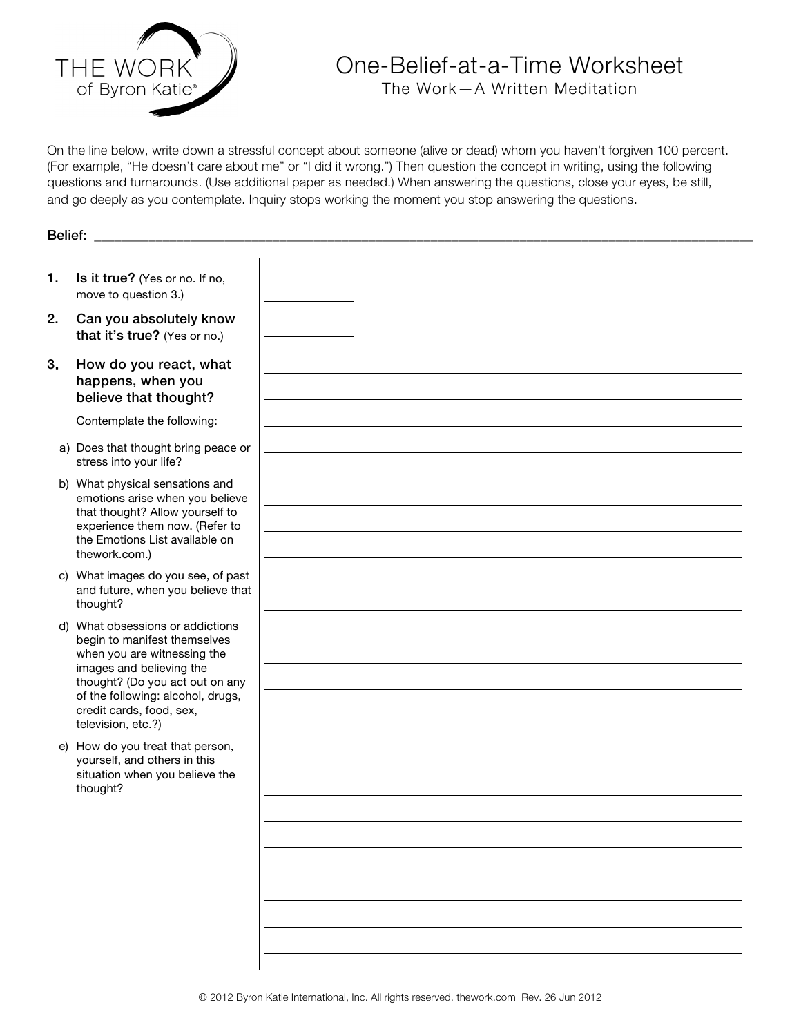THE WORK
of Byron Katie®

# One-Belief-at-a-Time Worksheet

The Work—A Written Meditation

On the line below, write down a stressful concept about someone (alive or dead) whom you haven't forgiven 100 percent. (For example, "He doesn't care about me" or "I did it wrong.") Then question the concept in writing, using the following questions and turnarounds. (Use additional paper as needed.) When answering the questions, close your eyes, be still, and go deeply as you contemplate. Inquiry stops working the moment you stop answering the questions.

**Belief:** ____________________________________________

1. **Is it true?** (Yes or no. If no, move to question 3.) ____________

2. **Can you absolutely know that it's true?** (Yes or no.) ____________

3. **How do you react, what happens, when you believe that thought?**

   Contemplate the following:

   a) Does that thought bring peace or stress into your life?

   b) What physical sensations and emotions arise when you believe that thought? Allow yourself to experience them now. (Refer to the Emotions List available on thework.com.)

   c) What images do you see, of past and future, when you believe that thought?

   d) What obsessions or addictions begin to manifest themselves when you are witnessing the images and believing the thought? (Do you act out on any of the following: alcohol, drugs, credit cards, food, sex, television, etc.?)

   e) How do you treat that person, yourself, and others in this situation when you believe the thought?

© 2012 Byron Katie International, Inc. All rights reserved. thework.com Rev. 26 Jun 2012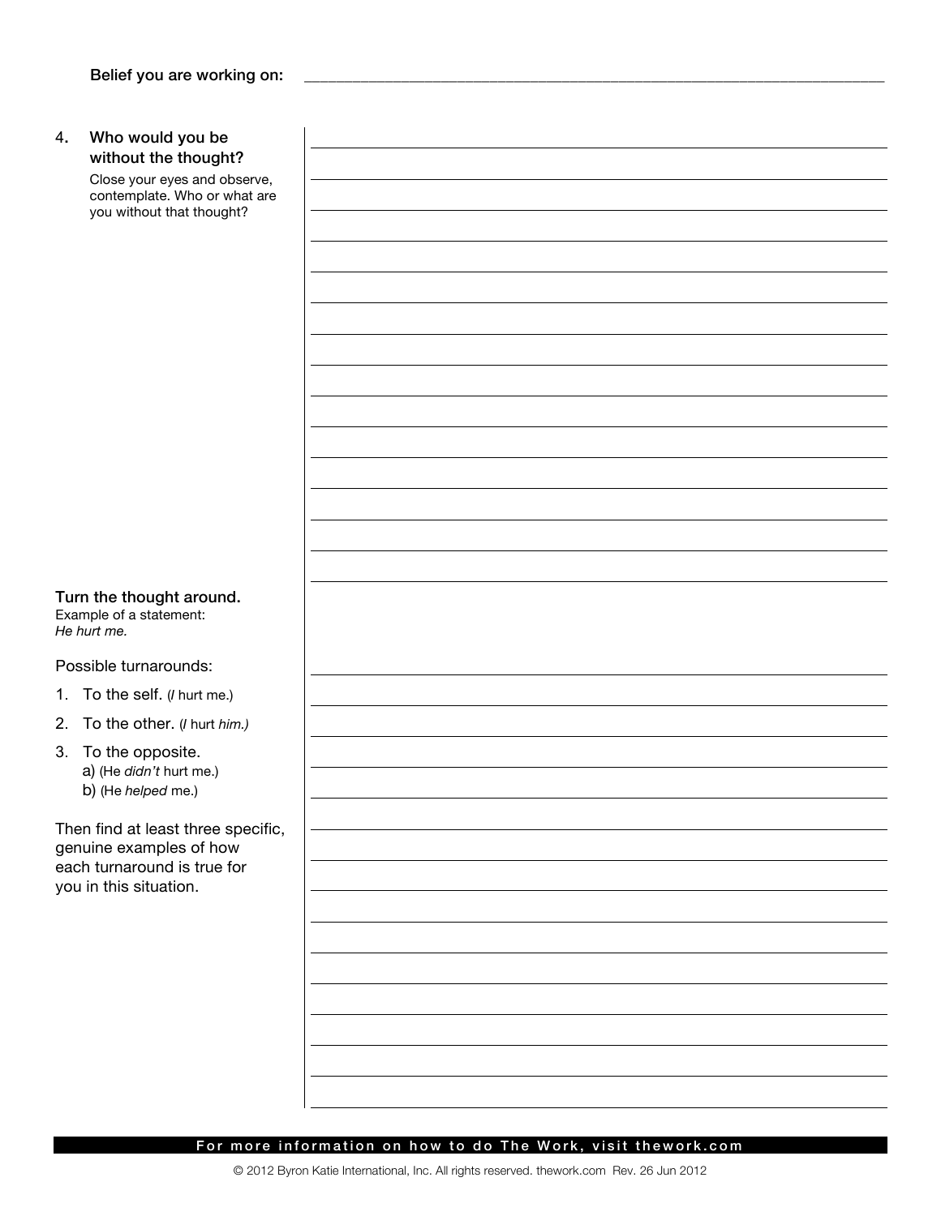**Belief you are working on:** ______________________________________________

4. **Who would you be without the thought?**
   Close your eyes and observe, contemplate. Who or what are you without that thought?

**Turn the thought around.**
Example of a statement:
*He hurt me.*

Possible turnarounds:

1. To the self. (*I* hurt me.)
2. To the other. (*I* hurt *him.*)
3. To the opposite.
   a) (He *didn't* hurt me.)
   b) (He *helped* me.)

Then find at least three specific, genuine examples of how each turnaround is true for you in this situation.

For more information on how to do The Work, visit thework.com

© 2012 Byron Katie International, Inc. All rights reserved. thework.com Rev. 26 Jun 2012